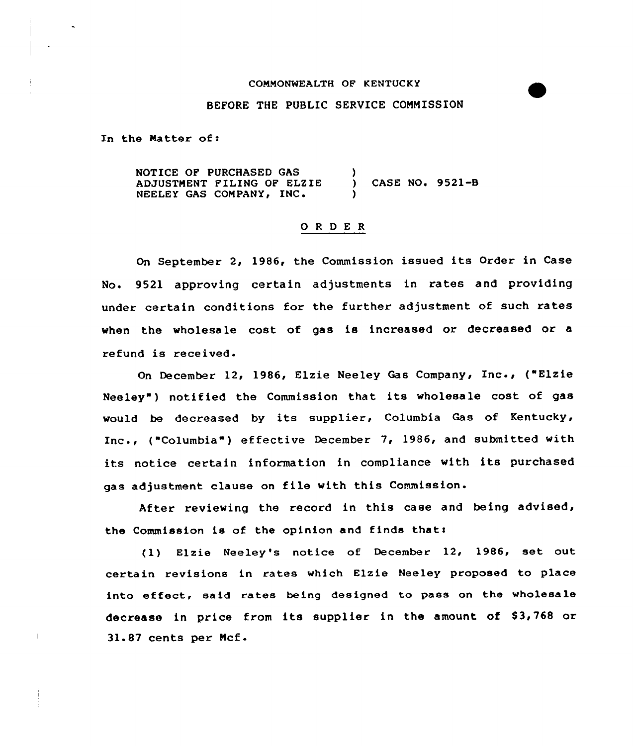COMMONWEALTH OF KENTUCKY

BEFORE THE PUBLIC SERVICE COMMISSION

In the Matter of:

| | | |
|---|---|---|
| NOTICE OF PURCHASED GAS ADJUSTMENT FILING OF ELZIE NEELEY GAS COMPANY, INC. | ) ) ) | CASE NO. 9521-B |

## O R D E R

On September 2, 1986, the Commission issued its Order in Case No. 9521 approving certain adjustments in rates and providing under certain conditions for the further adjustment of such rates when the wholesale cost of gas is increased or decreased or a refund is received.

On December 12, 1986, Elzie Neeley Gas Company, Inc., ("Elzie Neeley") notified the Commission that its wholesale cost of gas would be decreased by its supplier, Columbia Gas of Kentucky, Inc., ("Columbia") effective December 7, 1986, and submitted with its notice certain information in compliance with its purchased gas adjustment clause on file with this Commission.

After reviewing the record in this case and being advised, the Commission is of the opinion and finds that:

(1) Elzie Neeley's notice of December 12, 1986, set out certain revisions in rates which Elzie Neeley proposed to place into effect, said rates being designed to pass on the wholesale decrease in price from its supplier in the amount of $3,768 or 31.87 cents per Mcf.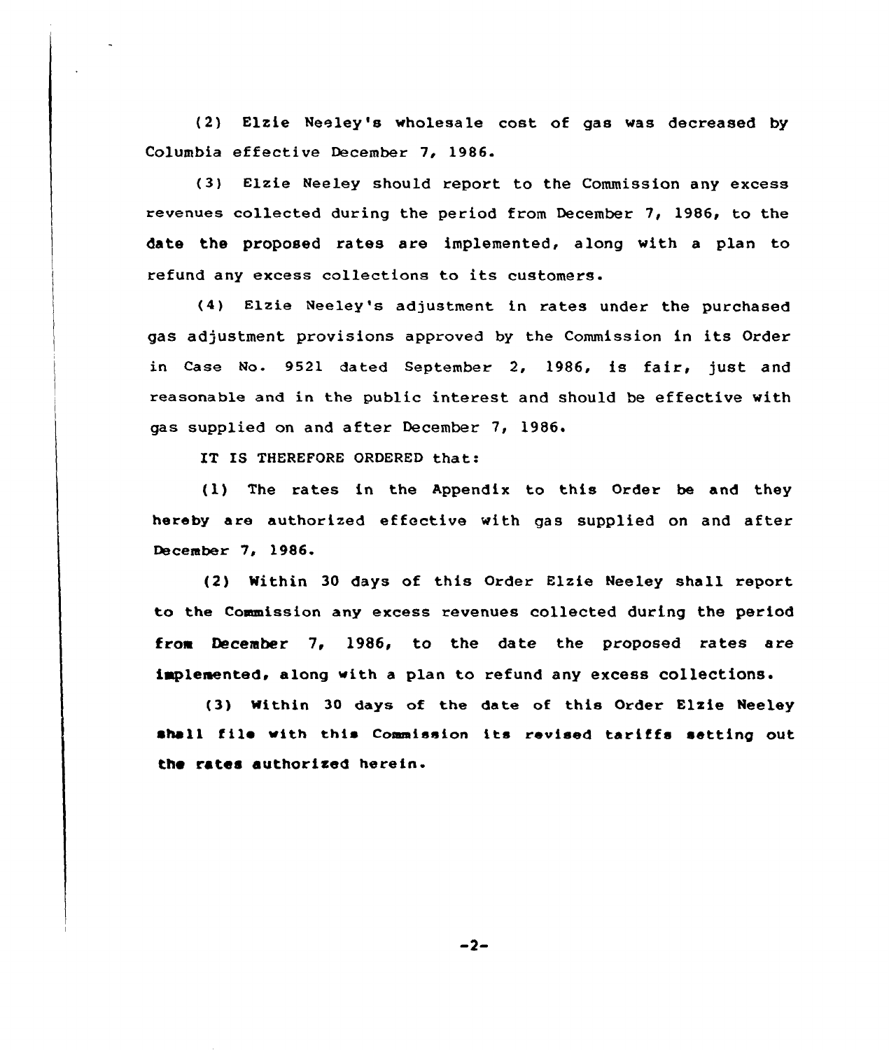(2) Elzie Neeley's wholesale cost of gas was decreased by Columbia effective December 7, 1986.

(3) Elzie Neeley should report to the Commission any excess revenues collected during the period from December 7, 1986, to the date the proposed rates are implemented, along with a plan to refund any excess collections to its customers.

(4) Elzie Neeley's adjustment in rates under the purchased gas adjustment provisions approved by the Commission in its Order in Case No. 9521 dated September 2, 1986, is fair, just and reasonable and in the public interest and should be effective with gas supplied on and after December 7, 1986.

IT IS THEREFORE ORDERED that:

(1) The rates in the Appendix to this Order be and they hereby are authorized effective with gas supplied on and after December 7, 1986.

(2) Within 30 days of this Order Elzie Neeley shall report to the Commission any excess revenues collected during the period from December 7, 1986, to the date the proposed rates are implemented, along with a plan to refund any excess collections.

(3) Within 30 days of the date of this Order Elzie Neeley shall file with this Commission its revised tariffs setting out the rates authorized herein.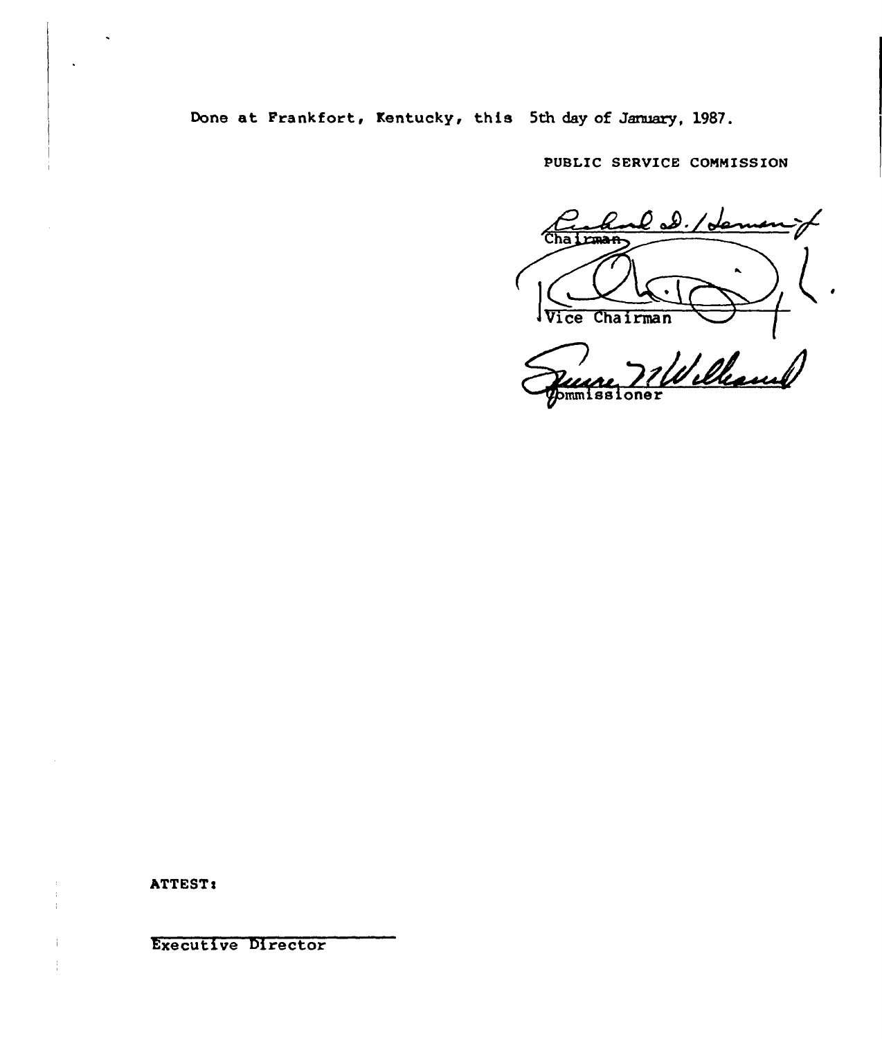Done at Frankfort, Kentucky, this 5th day of January, 1987.

PUBLIC SERVICE COMMISSION

Chairman

Vice Chairman

Commissioner

ATTEST:

Executive Director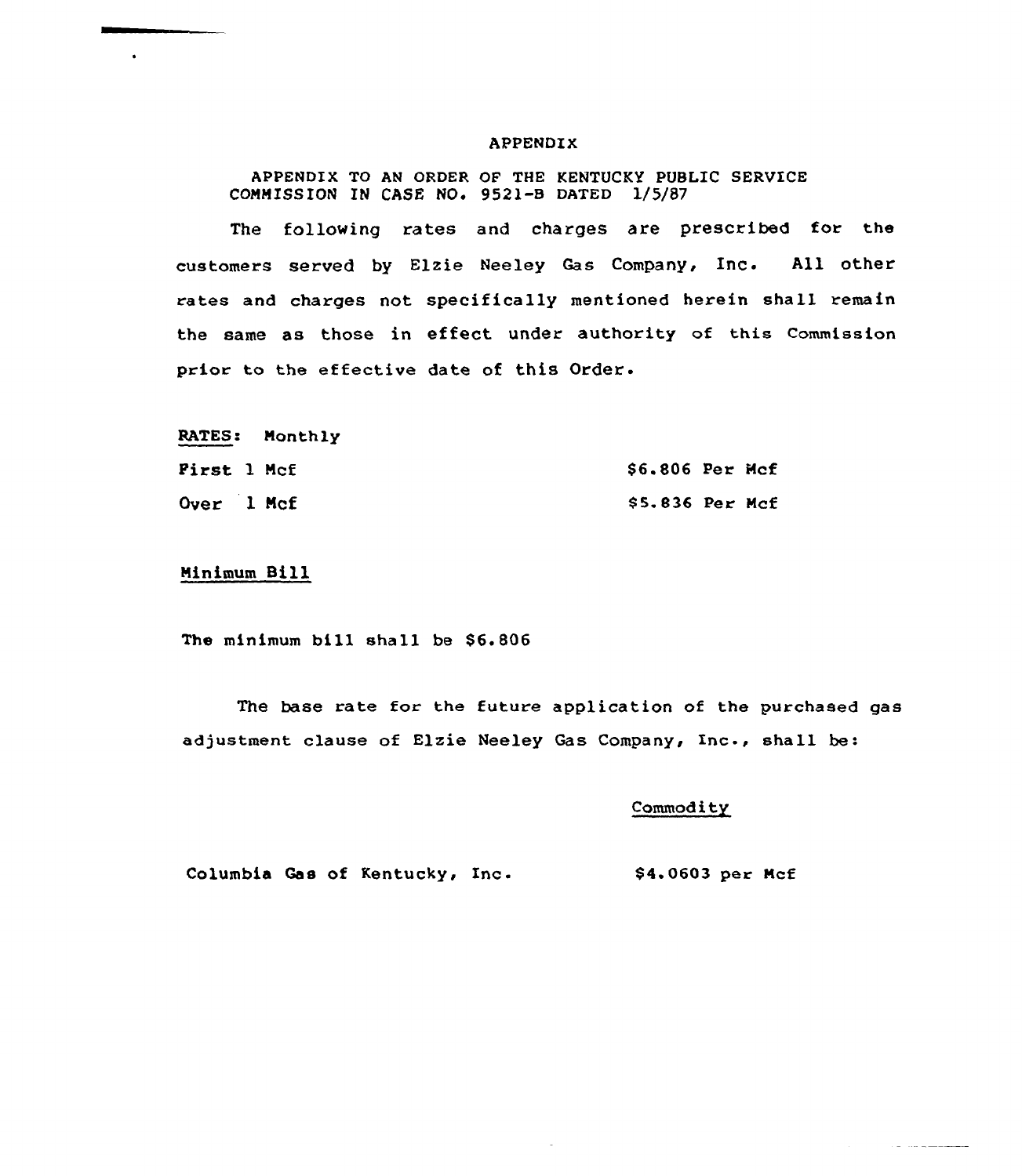# APPENDIX

APPENDIX TO AN ORDER OF THE KENTUCKY PUBLIC SERVICE COMMISSION IN CASE NO. 9521-B DATED 1/5/87

The following rates and charges are prescribed for the customers served by Elzie Neeley Gas Company, Inc. All other rates and charges not specifically mentioned herein shall remain the same as those in effect under authority of this Commission prior to the effective date of this Order.

<u>RATES</u>: Monthly

| | |
|---|---|
| First 1 Mcf | $6.806 Per Mcf |
| Over 1 Mcf | $5.836 Per Mcf |

<u>Minimum Bill</u>

The minimum bill shall be $6.806

The base rate for the future application of the purchased gas adjustment clause of Elzie Neeley Gas Company, Inc., shall be:

| | Commodity |
|---|---|
| Columbia Gas of Kentucky, Inc. | $4.0603 per Mcf |